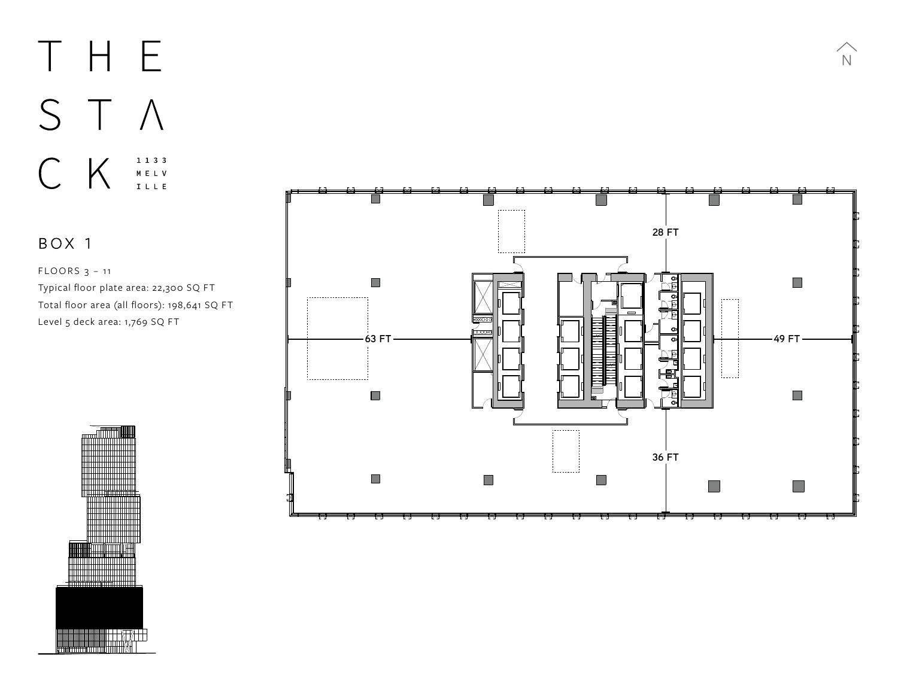# THE STACK

1133 MELVILLE

## BOX 1

FLOORS 3 – 11

Typical floor plate area: 22,300 SQ FT

Total floor area (all floors): 198,641 SQ FT

Level 5 deck area: 1,769 SQ FT

N

28 FT

63 FT

49 FT

36 FT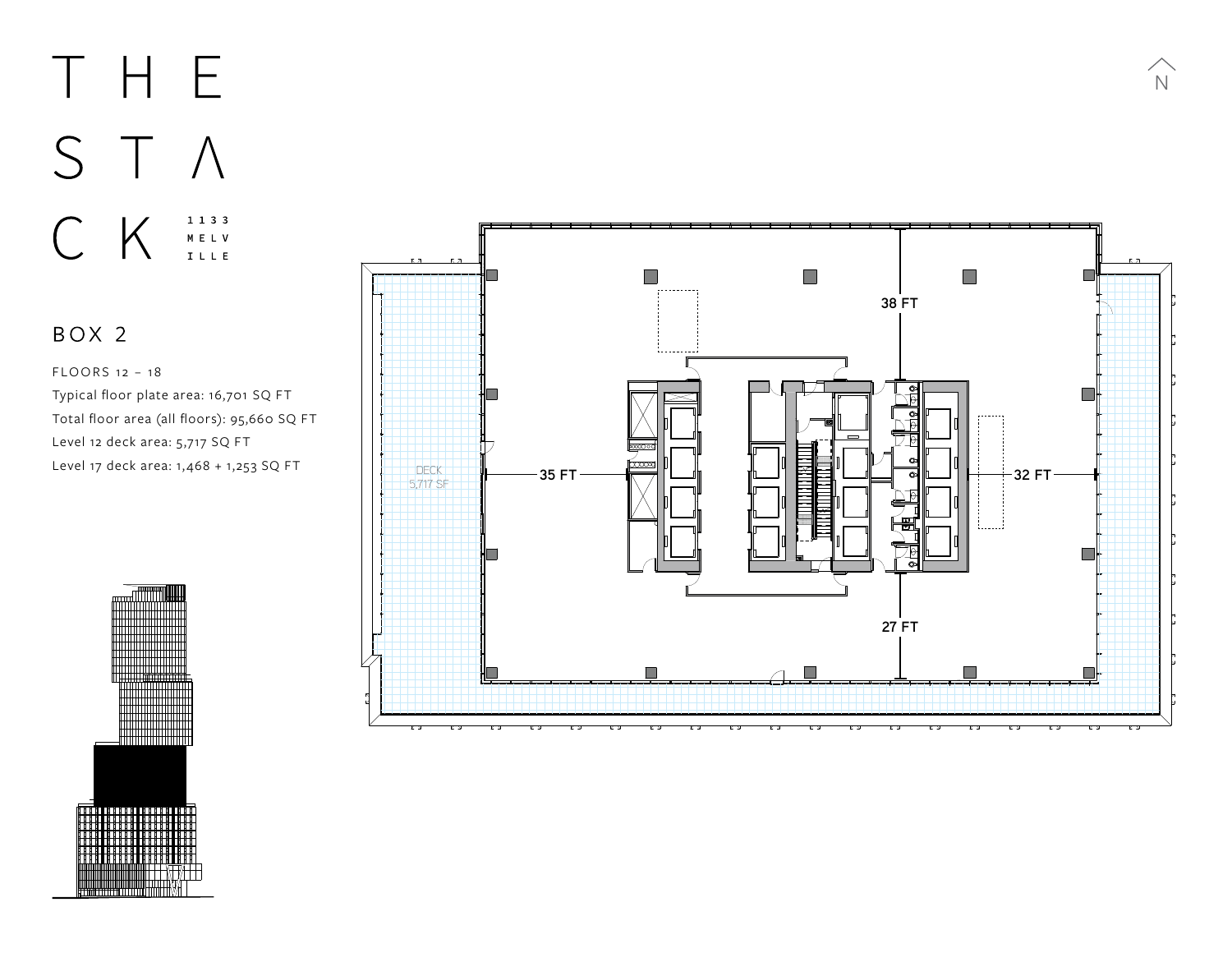# THE STACK

1133 MELVILLE

## BOX 2

FLOORS 12 – 18

Typical floor plate area: 16,701 SQ FT

Total floor area (all floors): 95,660 SQ FT

Level 12 deck area: 5,717 SQ FT

Level 17 deck area: 1,468 + 1,253 SQ FT

DECK
5,717 SF

38 FT

35 FT

32 FT

27 FT

N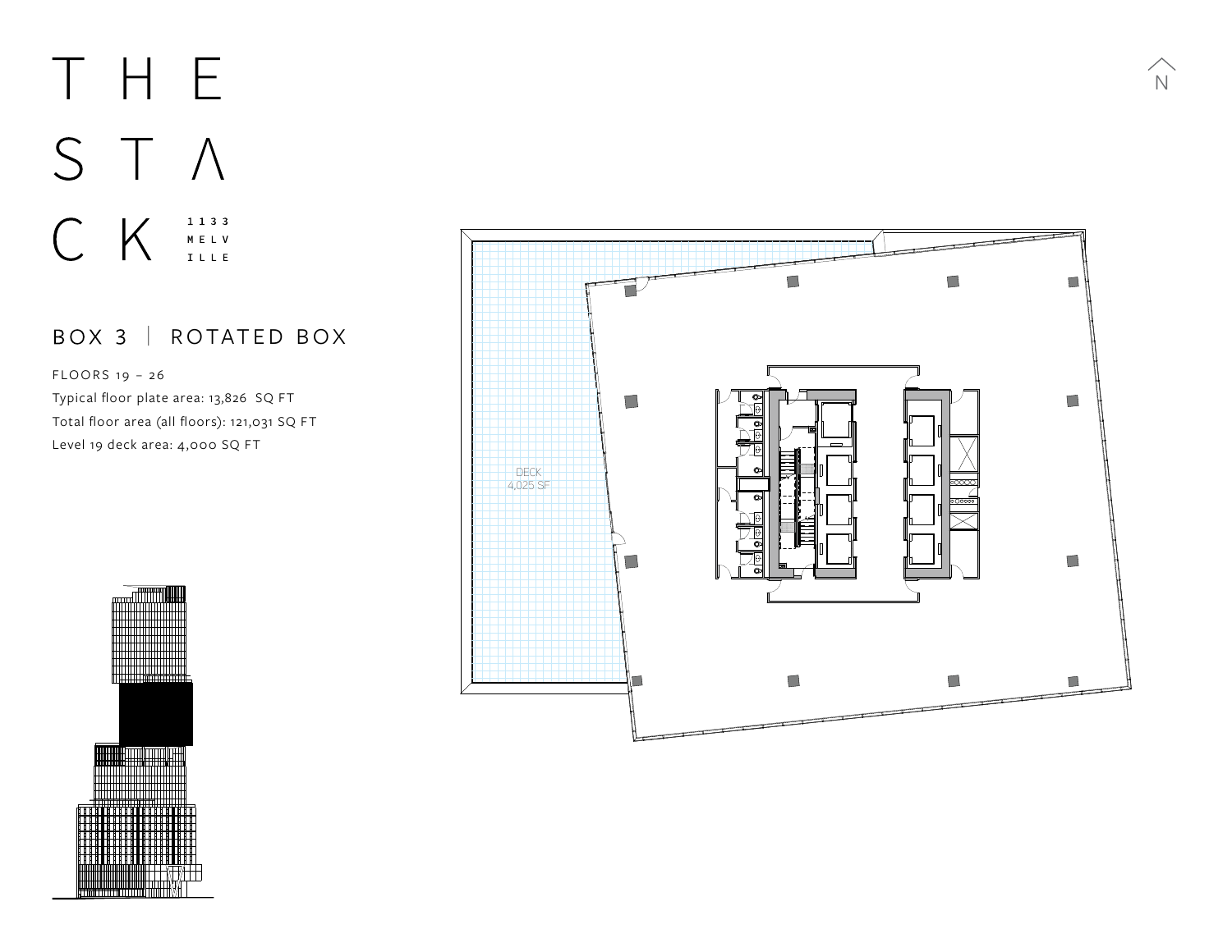# THE STACK

1133 MELVILLE

## BOX 3 | ROTATED BOX

FLOORS 19 – 26

Typical floor plate area: 13,826 SQ FT

Total floor area (all floors): 121,031 SQ FT

Level 19 deck area: 4,000 SQ FT

DECK
4,025 SF

N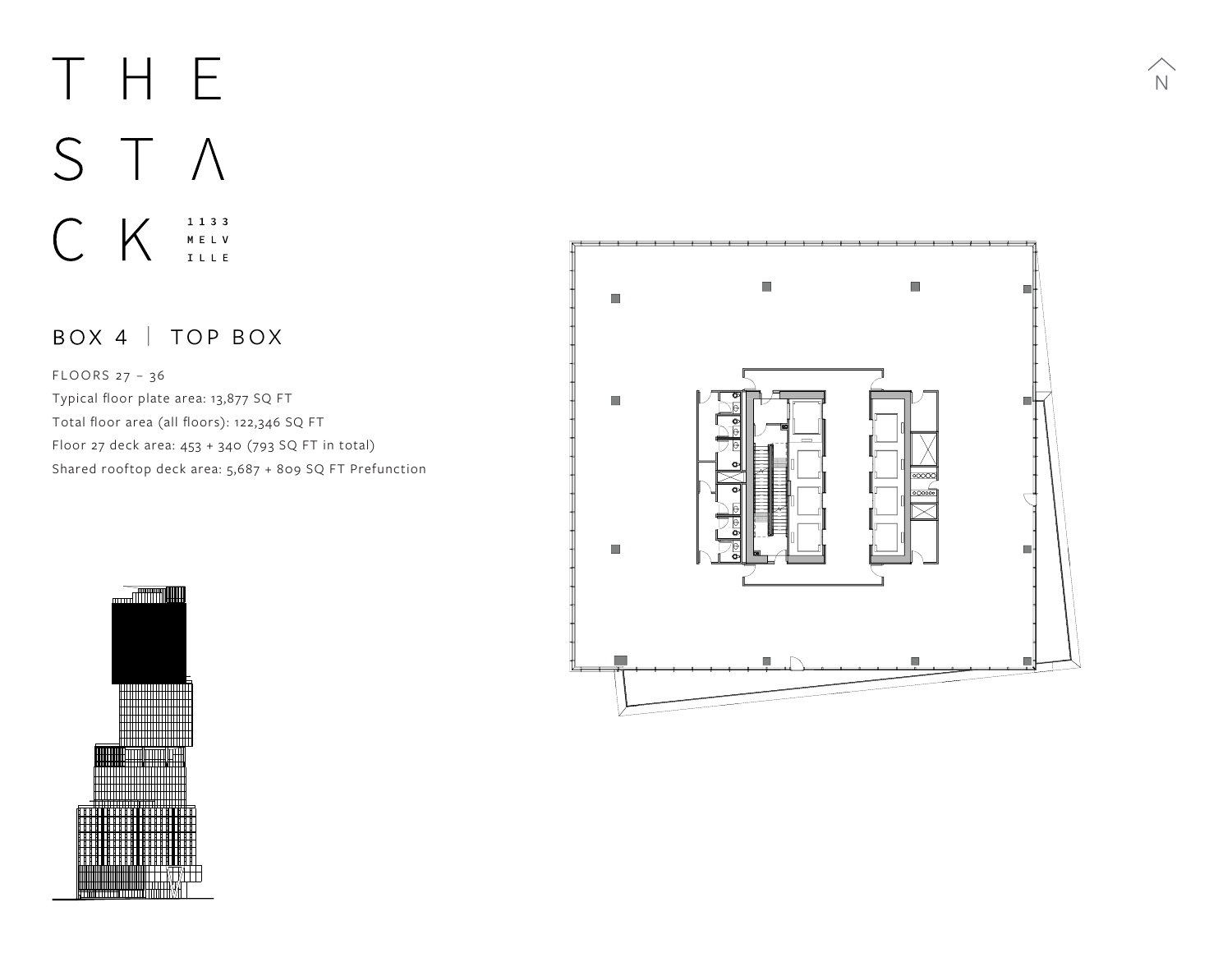# THE STACK

1133 MELVILLE

## BOX 4 | TOP BOX

FLOORS 27 – 36

Typical floor plate area: 13,877 SQ FT

Total floor area (all floors): 122,346 SQ FT

Floor 27 deck area: 453 + 340 (793 SQ FT in total)

Shared rooftop deck area: 5,687 + 809 SQ FT Prefunction

N